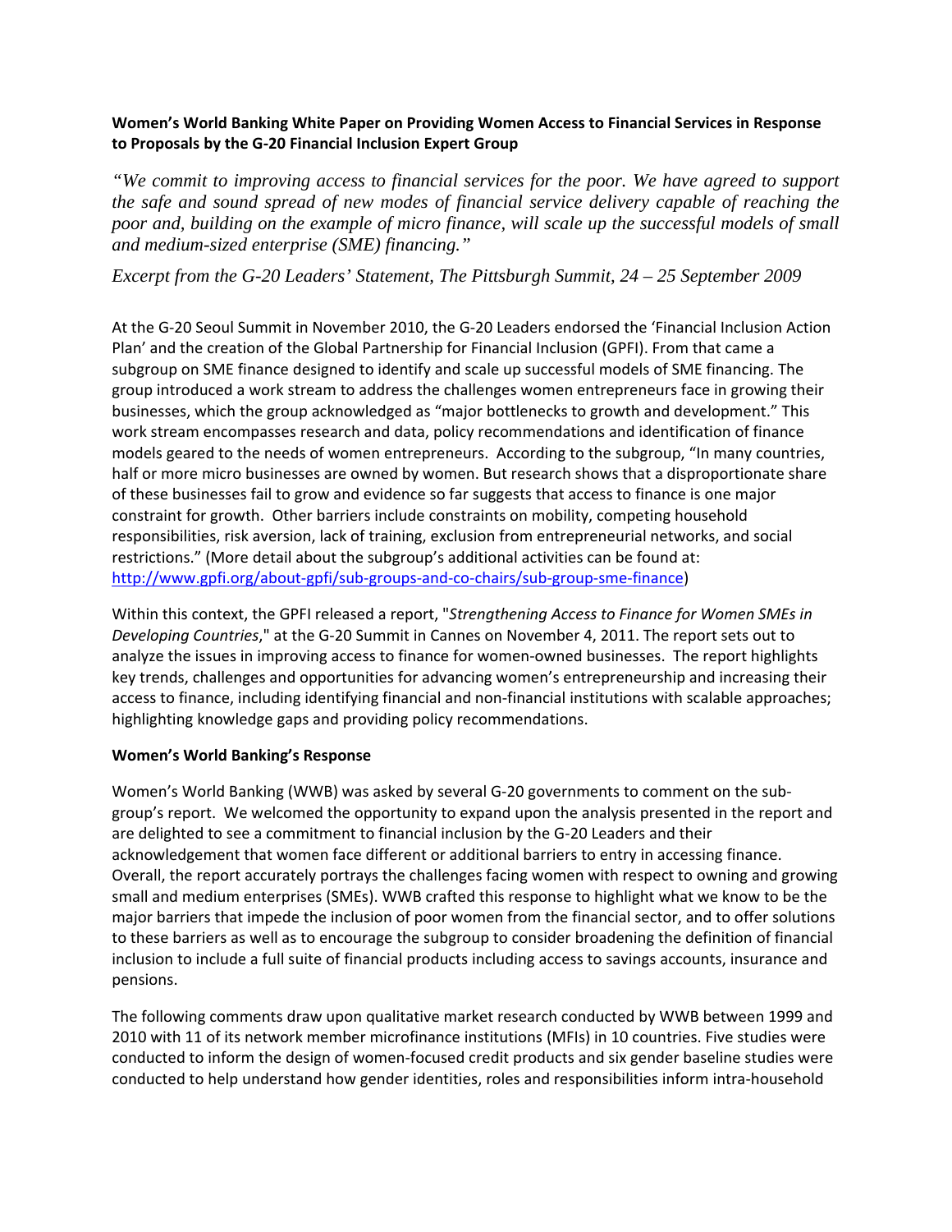**Women's World Banking White Paper on Providing Women Access to Financial Services in Response to Proposals by the G-20 Financial Inclusion Expert Group**

*"We commit to improving access to financial services for the poor. We have agreed to support the safe and sound spread of new modes of financial service delivery capable of reaching the poor and, building on the example of micro finance, will scale up the successful models of small and medium-sized enterprise (SME) financing."*

*Excerpt from the G-20 Leaders' Statement, The Pittsburgh Summit, 24 – 25 September 2009*

At the G-20 Seoul Summit in November 2010, the G-20 Leaders endorsed the 'Financial Inclusion Action Plan' and the creation of the Global Partnership for Financial Inclusion (GPFI). From that came a subgroup on SME finance designed to identify and scale up successful models of SME financing. The group introduced a work stream to address the challenges women entrepreneurs face in growing their businesses, which the group acknowledged as "major bottlenecks to growth and development." This work stream encompasses research and data, policy recommendations and identification of finance models geared to the needs of women entrepreneurs. According to the subgroup, "In many countries, half or more micro businesses are owned by women. But research shows that a disproportionate share of these businesses fail to grow and evidence so far suggests that access to finance is one major constraint for growth. Other barriers include constraints on mobility, competing household responsibilities, risk aversion, lack of training, exclusion from entrepreneurial networks, and social restrictions." (More detail about the subgroup's additional activities can be found at: http://www.gpfi.org/about-gpfi/sub-groups-and-co-chairs/sub-group-sme-finance)

Within this context, the GPFI released a report, "*Strengthening Access to Finance for Women SMEs in Developing Countries*," at the G-20 Summit in Cannes on November 4, 2011. The report sets out to analyze the issues in improving access to finance for women-owned businesses. The report highlights key trends, challenges and opportunities for advancing women's entrepreneurship and increasing their access to finance, including identifying financial and non-financial institutions with scalable approaches; highlighting knowledge gaps and providing policy recommendations.

**Women's World Banking's Response**

Women's World Banking (WWB) was asked by several G-20 governments to comment on the sub-group's report. We welcomed the opportunity to expand upon the analysis presented in the report and are delighted to see a commitment to financial inclusion by the G-20 Leaders and their acknowledgement that women face different or additional barriers to entry in accessing finance. Overall, the report accurately portrays the challenges facing women with respect to owning and growing small and medium enterprises (SMEs). WWB crafted this response to highlight what we know to be the major barriers that impede the inclusion of poor women from the financial sector, and to offer solutions to these barriers as well as to encourage the subgroup to consider broadening the definition of financial inclusion to include a full suite of financial products including access to savings accounts, insurance and pensions.

The following comments draw upon qualitative market research conducted by WWB between 1999 and 2010 with 11 of its network member microfinance institutions (MFIs) in 10 countries. Five studies were conducted to inform the design of women-focused credit products and six gender baseline studies were conducted to help understand how gender identities, roles and responsibilities inform intra-household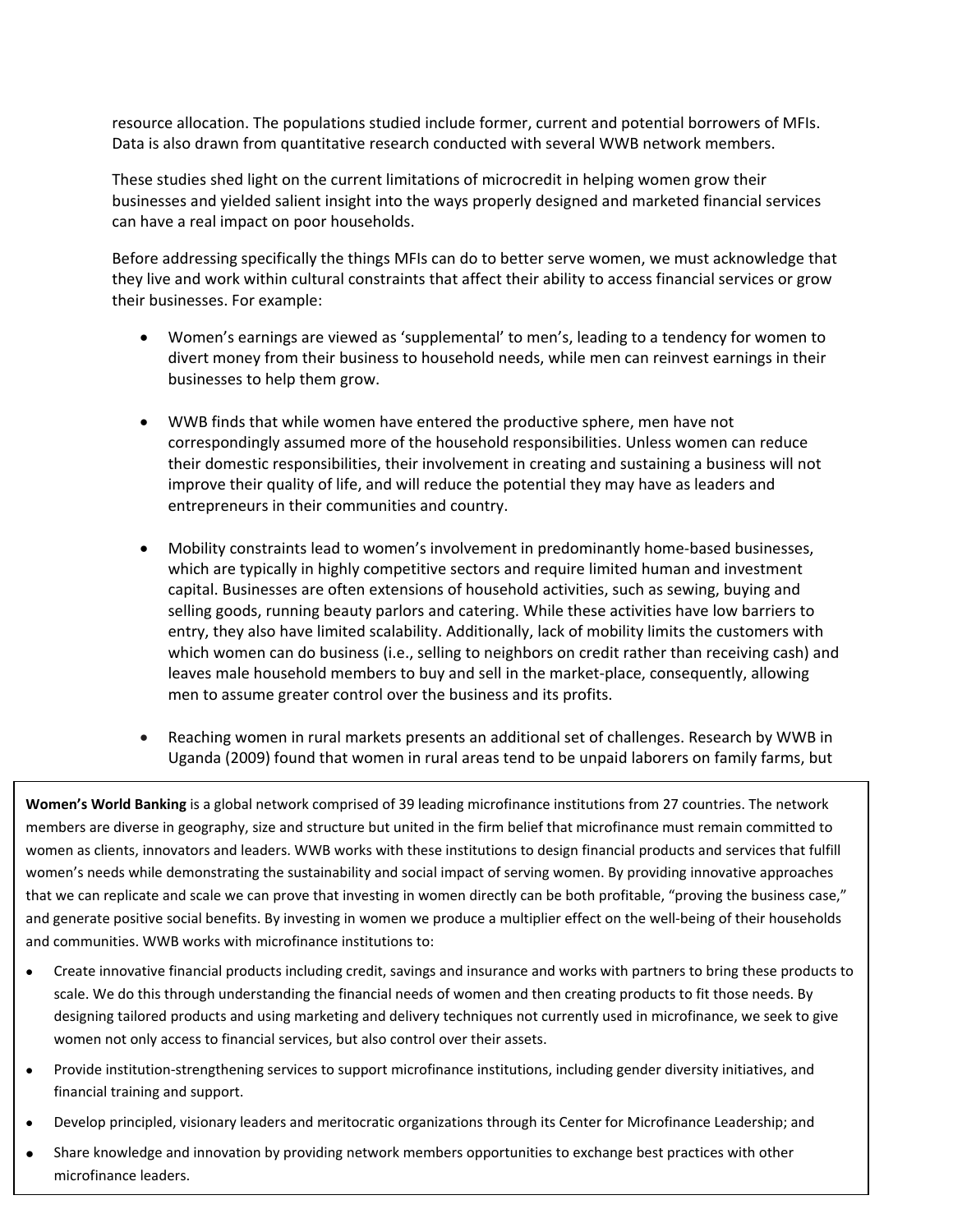resource allocation. The populations studied include former, current and potential borrowers of MFIs. Data is also drawn from quantitative research conducted with several WWB network members.

These studies shed light on the current limitations of microcredit in helping women grow their businesses and yielded salient insight into the ways properly designed and marketed financial services can have a real impact on poor households.

Before addressing specifically the things MFIs can do to better serve women, we must acknowledge that they live and work within cultural constraints that affect their ability to access financial services or grow their businesses. For example:

- Women's earnings are viewed as 'supplemental' to men's, leading to a tendency for women to divert money from their business to household needs, while men can reinvest earnings in their businesses to help them grow.
- WWB finds that while women have entered the productive sphere, men have not correspondingly assumed more of the household responsibilities. Unless women can reduce their domestic responsibilities, their involvement in creating and sustaining a business will not improve their quality of life, and will reduce the potential they may have as leaders and entrepreneurs in their communities and country.
- Mobility constraints lead to women's involvement in predominantly home-based businesses, which are typically in highly competitive sectors and require limited human and investment capital. Businesses are often extensions of household activities, such as sewing, buying and selling goods, running beauty parlors and catering. While these activities have low barriers to entry, they also have limited scalability. Additionally, lack of mobility limits the customers with which women can do business (i.e., selling to neighbors on credit rather than receiving cash) and leaves male household members to buy and sell in the market-place, consequently, allowing men to assume greater control over the business and its profits.
- Reaching women in rural markets presents an additional set of challenges. Research by WWB in Uganda (2009) found that women in rural areas tend to be unpaid laborers on family farms, but

**Women's World Banking** is a global network comprised of 39 leading microfinance institutions from 27 countries. The network members are diverse in geography, size and structure but united in the firm belief that microfinance must remain committed to women as clients, innovators and leaders. WWB works with these institutions to design financial products and services that fulfill women's needs while demonstrating the sustainability and social impact of serving women. By providing innovative approaches that we can replicate and scale we can prove that investing in women directly can be both profitable, "proving the business case," and generate positive social benefits. By investing in women we produce a multiplier effect on the well-being of their households and communities. WWB works with microfinance institutions to:

- Create innovative financial products including credit, savings and insurance and works with partners to bring these products to scale. We do this through understanding the financial needs of women and then creating products to fit those needs. By designing tailored products and using marketing and delivery techniques not currently used in microfinance, we seek to give women not only access to financial services, but also control over their assets.
- Provide institution-strengthening services to support microfinance institutions, including gender diversity initiatives, and financial training and support.
- Develop principled, visionary leaders and meritocratic organizations through its Center for Microfinance Leadership; and
- Share knowledge and innovation by providing network members opportunities to exchange best practices with other microfinance leaders.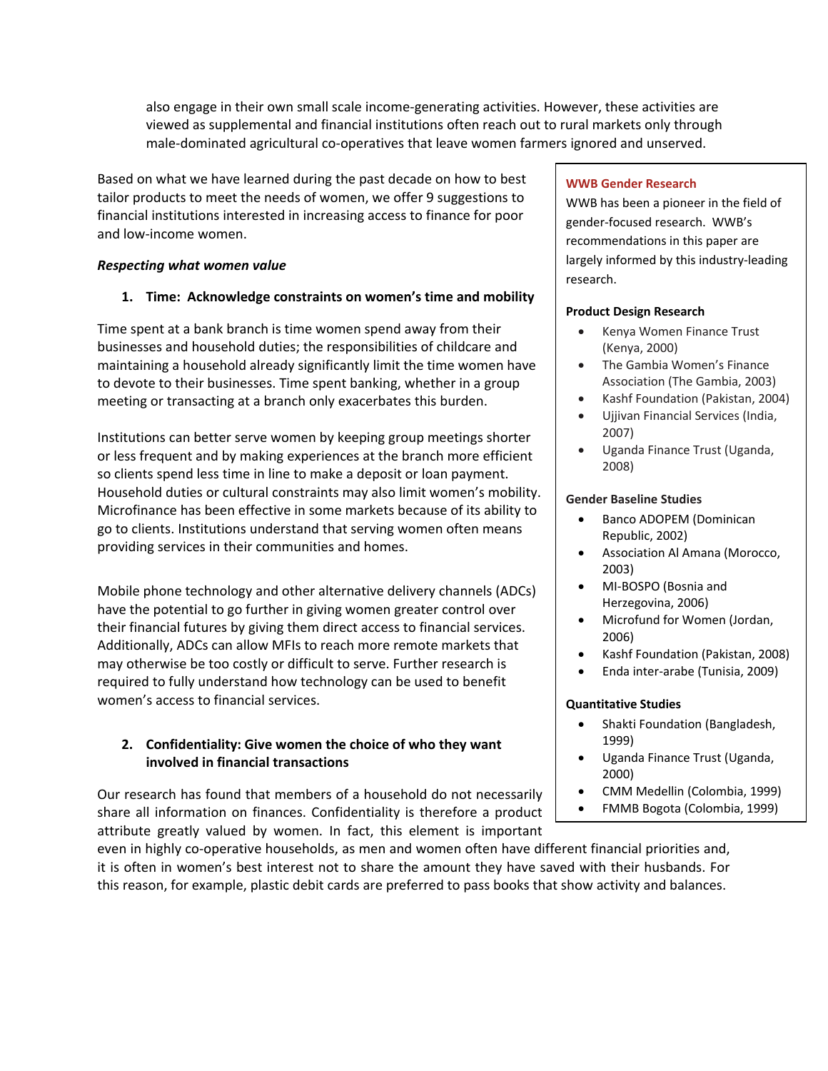also engage in their own small scale income-generating activities. However, these activities are viewed as supplemental and financial institutions often reach out to rural markets only through male-dominated agricultural co-operatives that leave women farmers ignored and unserved.

Based on what we have learned during the past decade on how to best tailor products to meet the needs of women, we offer 9 suggestions to financial institutions interested in increasing access to finance for poor and low-income women.

***Respecting what women value***

1. **Time: Acknowledge constraints on women's time and mobility**

Time spent at a bank branch is time women spend away from their businesses and household duties; the responsibilities of childcare and maintaining a household already significantly limit the time women have to devote to their businesses. Time spent banking, whether in a group meeting or transacting at a branch only exacerbates this burden.

Institutions can better serve women by keeping group meetings shorter or less frequent and by making experiences at the branch more efficient so clients spend less time in line to make a deposit or loan payment. Household duties or cultural constraints may also limit women's mobility. Microfinance has been effective in some markets because of its ability to go to clients. Institutions understand that serving women often means providing services in their communities and homes.

Mobile phone technology and other alternative delivery channels (ADCs) have the potential to go further in giving women greater control over their financial futures by giving them direct access to financial services. Additionally, ADCs can allow MFIs to reach more remote markets that may otherwise be too costly or difficult to serve. Further research is required to fully understand how technology can be used to benefit women's access to financial services.

2. **Confidentiality: Give women the choice of who they want involved in financial transactions**

Our research has found that members of a household do not necessarily share all information on finances. Confidentiality is therefore a product attribute greatly valued by women. In fact, this element is important even in highly co-operative households, as men and women often have different financial priorities and, it is often in women's best interest not to share the amount they have saved with their husbands. For this reason, for example, plastic debit cards are preferred to pass books that show activity and balances.

**WWB Gender Research**

WWB has been a pioneer in the field of gender-focused research. WWB's recommendations in this paper are largely informed by this industry-leading research.

**Product Design Research**

- Kenya Women Finance Trust (Kenya, 2000)
- The Gambia Women's Finance Association (The Gambia, 2003)
- Kashf Foundation (Pakistan, 2004)
- Ujjivan Financial Services (India, 2007)
- Uganda Finance Trust (Uganda, 2008)

**Gender Baseline Studies**

- Banco ADOPEM (Dominican Republic, 2002)
- Association Al Amana (Morocco, 2003)
- MI-BOSPO (Bosnia and Herzegovina, 2006)
- Microfund for Women (Jordan, 2006)
- Kashf Foundation (Pakistan, 2008)
- Enda inter-arabe (Tunisia, 2009)

**Quantitative Studies**

- Shakti Foundation (Bangladesh, 1999)
- Uganda Finance Trust (Uganda, 2000)
- CMM Medellin (Colombia, 1999)
- FMMB Bogota (Colombia, 1999)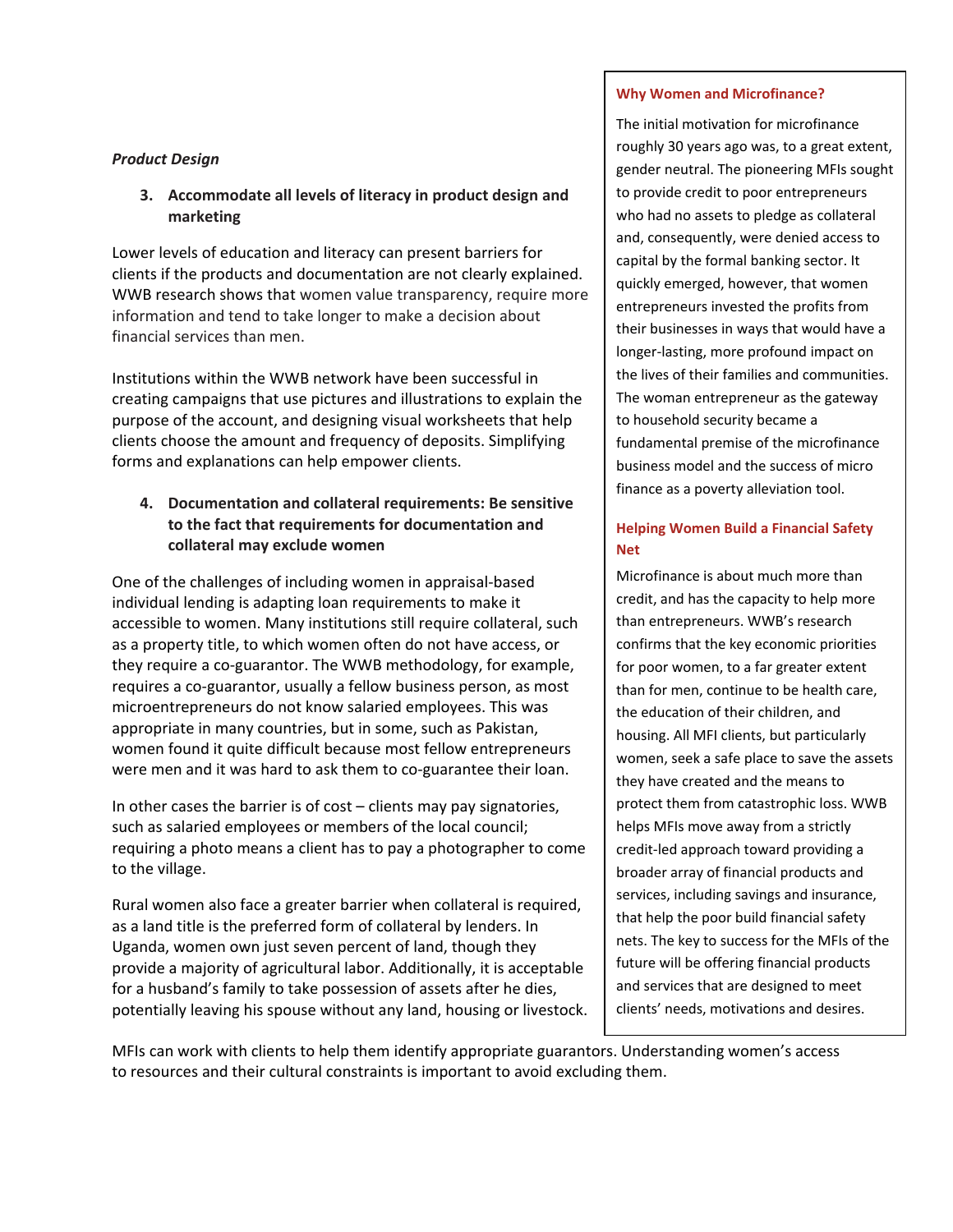*Product Design*

3. **Accommodate all levels of literacy in product design and marketing**

Lower levels of education and literacy can present barriers for clients if the products and documentation are not clearly explained. WWB research shows that women value transparency, require more information and tend to take longer to make a decision about financial services than men.

Institutions within the WWB network have been successful in creating campaigns that use pictures and illustrations to explain the purpose of the account, and designing visual worksheets that help clients choose the amount and frequency of deposits. Simplifying forms and explanations can help empower clients.

4. **Documentation and collateral requirements: Be sensitive to the fact that requirements for documentation and collateral may exclude women**

One of the challenges of including women in appraisal-based individual lending is adapting loan requirements to make it accessible to women. Many institutions still require collateral, such as a property title, to which women often do not have access, or they require a co-guarantor. The WWB methodology, for example, requires a co-guarantor, usually a fellow business person, as most microentrepreneurs do not know salaried employees. This was appropriate in many countries, but in some, such as Pakistan, women found it quite difficult because most fellow entrepreneurs were men and it was hard to ask them to co-guarantee their loan.

In other cases the barrier is of cost – clients may pay signatories, such as salaried employees or members of the local council; requiring a photo means a client has to pay a photographer to come to the village.

Rural women also face a greater barrier when collateral is required, as a land title is the preferred form of collateral by lenders. In Uganda, women own just seven percent of land, though they provide a majority of agricultural labor. Additionally, it is acceptable for a husband's family to take possession of assets after he dies, potentially leaving his spouse without any land, housing or livestock.

MFIs can work with clients to help them identify appropriate guarantors. Understanding women's access to resources and their cultural constraints is important to avoid excluding them.

### Why Women and Microfinance?

The initial motivation for microfinance roughly 30 years ago was, to a great extent, gender neutral. The pioneering MFIs sought to provide credit to poor entrepreneurs who had no assets to pledge as collateral and, consequently, were denied access to capital by the formal banking sector. It quickly emerged, however, that women entrepreneurs invested the profits from their businesses in ways that would have a longer-lasting, more profound impact on the lives of their families and communities. The woman entrepreneur as the gateway to household security became a fundamental premise of the microfinance business model and the success of micro finance as a poverty alleviation tool.

### Helping Women Build a Financial Safety Net

Microfinance is about much more than credit, and has the capacity to help more than entrepreneurs. WWB's research confirms that the key economic priorities for poor women, to a far greater extent than for men, continue to be health care, the education of their children, and housing. All MFI clients, but particularly women, seek a safe place to save the assets they have created and the means to protect them from catastrophic loss. WWB helps MFIs move away from a strictly credit-led approach toward providing a broader array of financial products and services, including savings and insurance, that help the poor build financial safety nets. The key to success for the MFIs of the future will be offering financial products and services that are designed to meet clients' needs, motivations and desires.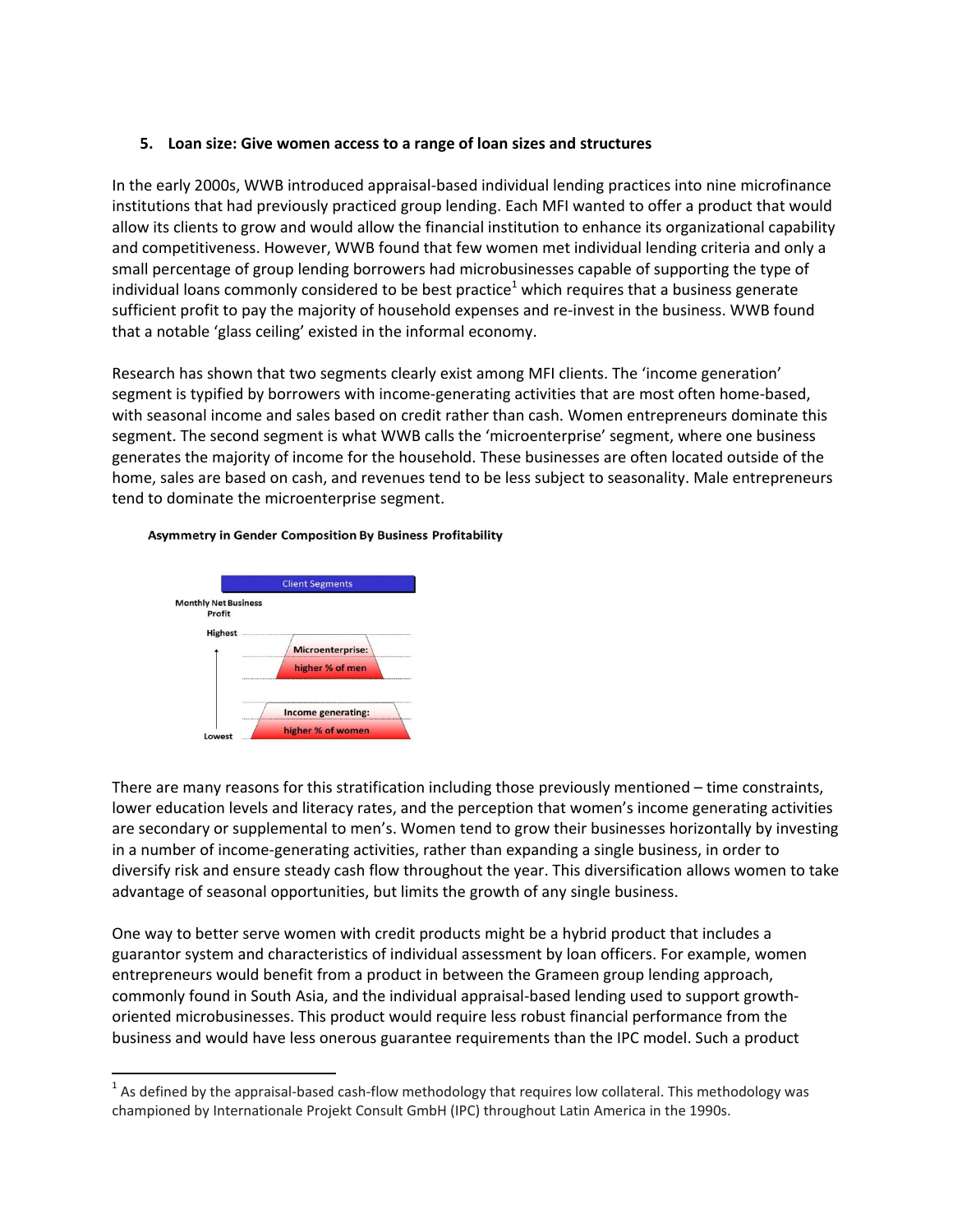### 5. Loan size: Give women access to a range of loan sizes and structures

In the early 2000s, WWB introduced appraisal-based individual lending practices into nine microfinance institutions that had previously practiced group lending. Each MFI wanted to offer a product that would allow its clients to grow and would allow the financial institution to enhance its organizational capability and competitiveness. However, WWB found that few women met individual lending criteria and only a small percentage of group lending borrowers had microbusinesses capable of supporting the type of individual loans commonly considered to be best practice[1] which requires that a business generate sufficient profit to pay the majority of household expenses and re-invest in the business. WWB found that a notable 'glass ceiling' existed in the informal economy.

Research has shown that two segments clearly exist among MFI clients. The 'income generation' segment is typified by borrowers with income-generating activities that are most often home-based, with seasonal income and sales based on credit rather than cash. Women entrepreneurs dominate this segment. The second segment is what WWB calls the 'microenterprise' segment, where one business generates the majority of income for the household. These businesses are often located outside of the home, sales are based on cash, and revenues tend to be less subject to seasonality. Male entrepreneurs tend to dominate the microenterprise segment.

**Asymmetry in Gender Composition By Business Profitability**

Client Segments

Monthly Net Business Profit

Highest

Microenterprise: higher % of men

Income generating: higher % of women

Lowest

There are many reasons for this stratification including those previously mentioned – time constraints, lower education levels and literacy rates, and the perception that women's income generating activities are secondary or supplemental to men's. Women tend to grow their businesses horizontally by investing in a number of income-generating activities, rather than expanding a single business, in order to diversify risk and ensure steady cash flow throughout the year. This diversification allows women to take advantage of seasonal opportunities, but limits the growth of any single business.

One way to better serve women with credit products might be a hybrid product that includes a guarantor system and characteristics of individual assessment by loan officers. For example, women entrepreneurs would benefit from a product in between the Grameen group lending approach, commonly found in South Asia, and the individual appraisal-based lending used to support growth-oriented microbusinesses. This product would require less robust financial performance from the business and would have less onerous guarantee requirements than the IPC model. Such a product

---

[1] As defined by the appraisal-based cash-flow methodology that requires low collateral. This methodology was championed by Internationale Projekt Consult GmbH (IPC) throughout Latin America in the 1990s.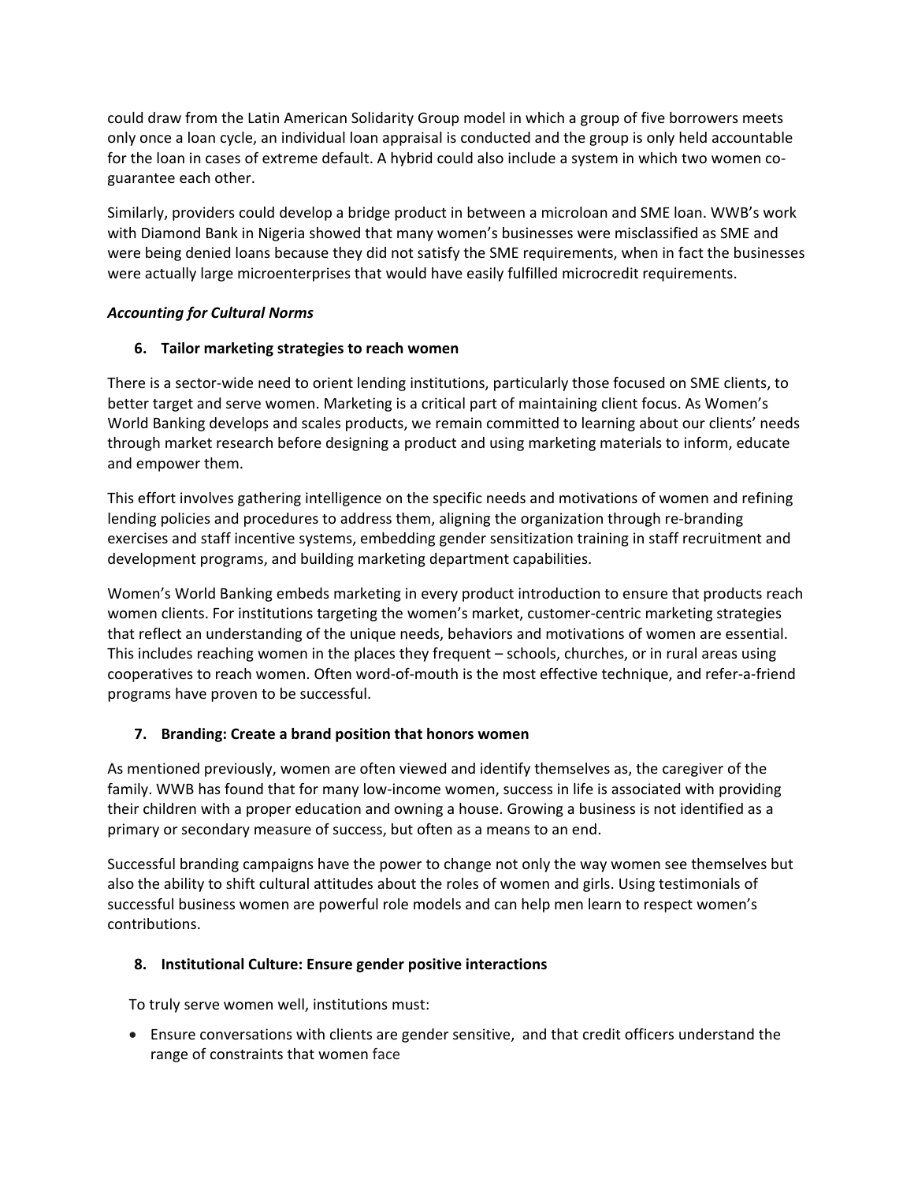could draw from the Latin American Solidarity Group model in which a group of five borrowers meets only once a loan cycle, an individual loan appraisal is conducted and the group is only held accountable for the loan in cases of extreme default. A hybrid could also include a system in which two women co-guarantee each other.

Similarly, providers could develop a bridge product in between a microloan and SME loan. WWB's work with Diamond Bank in Nigeria showed that many women's businesses were misclassified as SME and were being denied loans because they did not satisfy the SME requirements, when in fact the businesses were actually large microenterprises that would have easily fulfilled microcredit requirements.

***Accounting for Cultural Norms***

**6. Tailor marketing strategies to reach women**

There is a sector-wide need to orient lending institutions, particularly those focused on SME clients, to better target and serve women. Marketing is a critical part of maintaining client focus. As Women's World Banking develops and scales products, we remain committed to learning about our clients' needs through market research before designing a product and using marketing materials to inform, educate and empower them.

This effort involves gathering intelligence on the specific needs and motivations of women and refining lending policies and procedures to address them, aligning the organization through re-branding exercises and staff incentive systems, embedding gender sensitization training in staff recruitment and development programs, and building marketing department capabilities.

Women's World Banking embeds marketing in every product introduction to ensure that products reach women clients. For institutions targeting the women's market, customer-centric marketing strategies that reflect an understanding of the unique needs, behaviors and motivations of women are essential. This includes reaching women in the places they frequent – schools, churches, or in rural areas using cooperatives to reach women. Often word-of-mouth is the most effective technique, and refer-a-friend programs have proven to be successful.

**7. Branding: Create a brand position that honors women**

As mentioned previously, women are often viewed and identify themselves as, the caregiver of the family. WWB has found that for many low-income women, success in life is associated with providing their children with a proper education and owning a house. Growing a business is not identified as a primary or secondary measure of success, but often as a means to an end.

Successful branding campaigns have the power to change not only the way women see themselves but also the ability to shift cultural attitudes about the roles of women and girls. Using testimonials of successful business women are powerful role models and can help men learn to respect women's contributions.

**8. Institutional Culture: Ensure gender positive interactions**

To truly serve women well, institutions must:

- Ensure conversations with clients are gender sensitive, and that credit officers understand the range of constraints that women face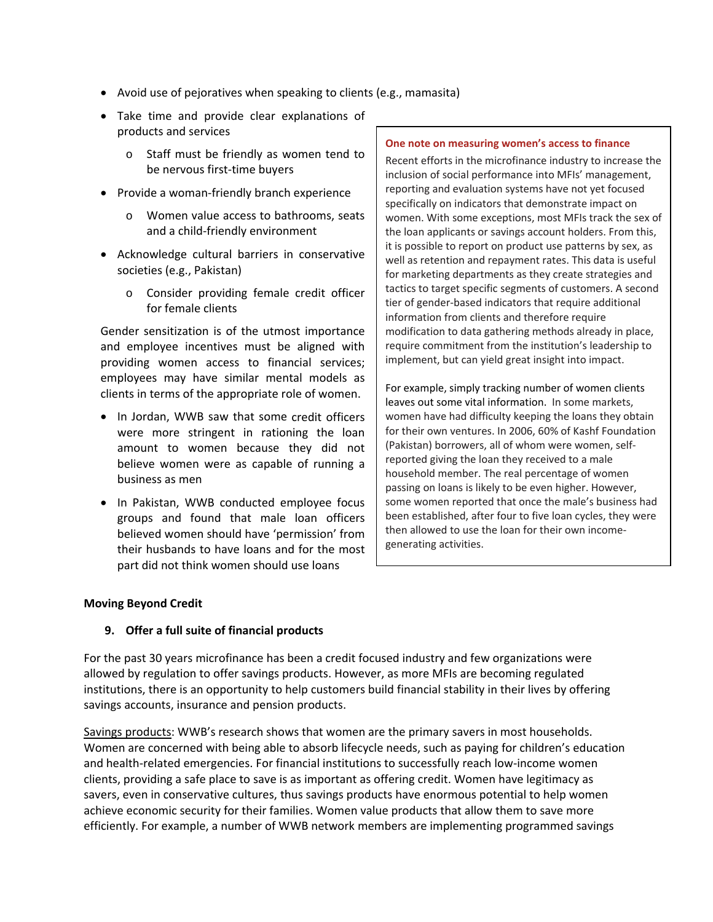- Avoid use of pejoratives when speaking to clients (e.g., mamasita)
- Take time and provide clear explanations of products and services
  - Staff must be friendly as women tend to be nervous first-time buyers
- Provide a woman-friendly branch experience
  - Women value access to bathrooms, seats and a child-friendly environment
- Acknowledge cultural barriers in conservative societies (e.g., Pakistan)
  - Consider providing female credit officer for female clients

Gender sensitization is of the utmost importance and employee incentives must be aligned with providing women access to financial services; employees may have similar mental models as clients in terms of the appropriate role of women.

- In Jordan, WWB saw that some credit officers were more stringent in rationing the loan amount to women because they did not believe women were as capable of running a business as men
- In Pakistan, WWB conducted employee focus groups and found that male loan officers believed women should have 'permission' from their husbands to have loans and for the most part did not think women should use loans

> **One note on measuring women's access to finance**
>
> Recent efforts in the microfinance industry to increase the inclusion of social performance into MFIs' management, reporting and evaluation systems have not yet focused specifically on indicators that demonstrate impact on women. With some exceptions, most MFIs track the sex of the loan applicants or savings account holders. From this, it is possible to report on product use patterns by sex, as well as retention and repayment rates. This data is useful for marketing departments as they create strategies and tactics to target specific segments of customers. A second tier of gender-based indicators that require additional information from clients and therefore require modification to data gathering methods already in place, require commitment from the institution's leadership to implement, but can yield great insight into impact.
>
> For example, simply tracking number of women clients leaves out some vital information. In some markets, women have had difficulty keeping the loans they obtain for their own ventures. In 2006, 60% of Kashf Foundation (Pakistan) borrowers, all of whom were women, self-reported giving the loan they received to a male household member. The real percentage of women passing on loans is likely to be even higher. However, some women reported that once the male's business had been established, after four to five loan cycles, they were then allowed to use the loan for their own income-generating activities.

**Moving Beyond Credit**

**9. Offer a full suite of financial products**

For the past 30 years microfinance has been a credit focused industry and few organizations were allowed by regulation to offer savings products. However, as more MFIs are becoming regulated institutions, there is an opportunity to help customers build financial stability in their lives by offering savings accounts, insurance and pension products.

<u>Savings products</u>: WWB's research shows that women are the primary savers in most households. Women are concerned with being able to absorb lifecycle needs, such as paying for children's education and health-related emergencies. For financial institutions to successfully reach low-income women clients, providing a safe place to save is as important as offering credit. Women have legitimacy as savers, even in conservative cultures, thus savings products have enormous potential to help women achieve economic security for their families. Women value products that allow them to save more efficiently. For example, a number of WWB network members are implementing programmed savings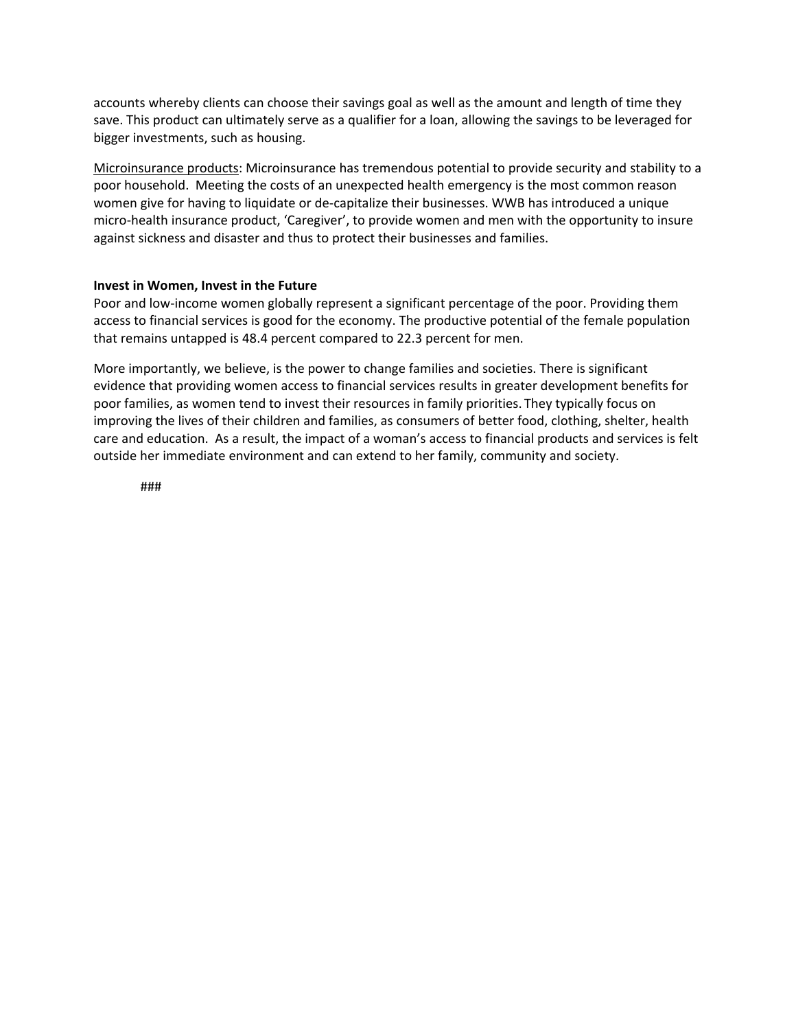accounts whereby clients can choose their savings goal as well as the amount and length of time they save. This product can ultimately serve as a qualifier for a loan, allowing the savings to be leveraged for bigger investments, such as housing.

Microinsurance products: Microinsurance has tremendous potential to provide security and stability to a poor household. Meeting the costs of an unexpected health emergency is the most common reason women give for having to liquidate or de-capitalize their businesses. WWB has introduced a unique micro-health insurance product, 'Caregiver', to provide women and men with the opportunity to insure against sickness and disaster and thus to protect their businesses and families.

**Invest in Women, Invest in the Future**

Poor and low-income women globally represent a significant percentage of the poor. Providing them access to financial services is good for the economy. The productive potential of the female population that remains untapped is 48.4 percent compared to 22.3 percent for men.

More importantly, we believe, is the power to change families and societies. There is significant evidence that providing women access to financial services results in greater development benefits for poor families, as women tend to invest their resources in family priorities. They typically focus on improving the lives of their children and families, as consumers of better food, clothing, shelter, health care and education. As a result, the impact of a woman's access to financial products and services is felt outside her immediate environment and can extend to her family, community and society.

###